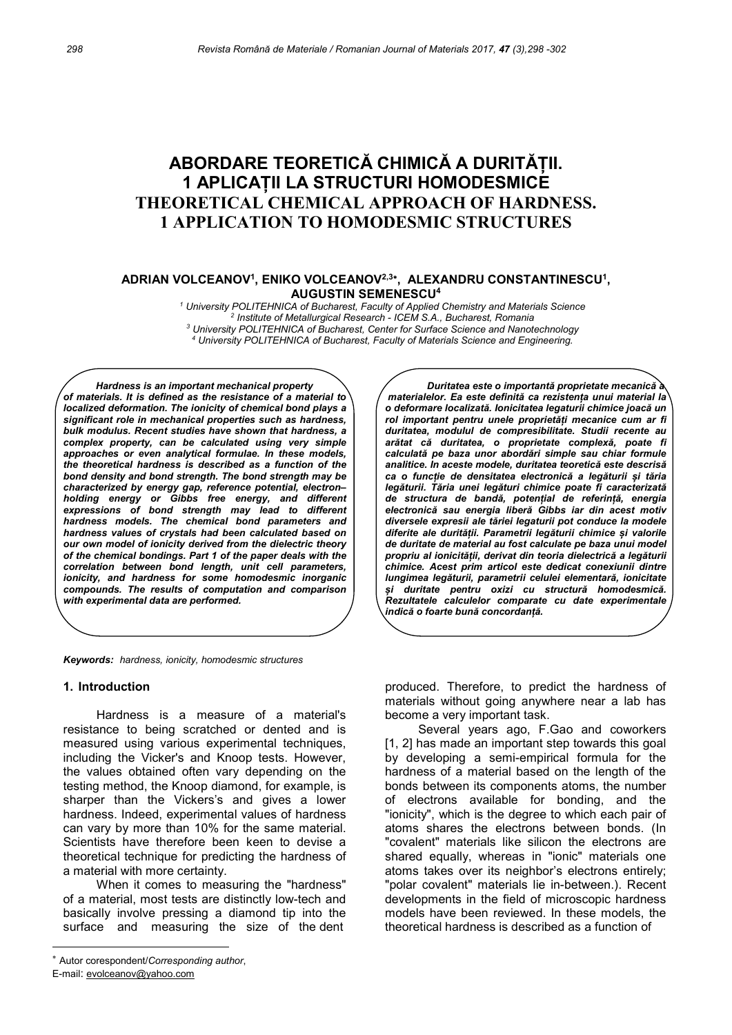# ABORDARE TEORETICĂ CHIMICĂ A DURITĂȚII. 1 APLICAȚII LA STRUCTURI HOMODESMICE

# THEORETICAL CHEMICAL APPROACH OF HARDNESS. 1 APPLICATION TO HOMODESMIC STRUCTURES

**ADRIAN VOLCEANOV[1], ENIKO VOLCEANOV[2,3]*, ALEXANDRU CONSTANTINESCU[1], AUGUSTIN SEMENESCU[4]**

[1] University POLITEHNICA of Bucharest, Faculty of Applied Chemistry and Materials Science
[2] Institute of Metallurgical Research - ICEM S.A., Bucharest, Romania
[3] University POLITEHNICA of Bucharest, Center for Surface Science and Nanotechnology
[4] University POLITEHNICA of Bucharest, Faculty of Materials Science and Engineering.

***Hardness is an important mechanical property of materials. It is defined as the resistance of a material to localized deformation. The ionicity of chemical bond plays a significant role in mechanical properties such as hardness, bulk modulus. Recent studies have shown that hardness, a complex property, can be calculated using very simple approaches or even analytical formulae. In these models, the theoretical hardness is described as a function of the bond density and bond strength. The bond strength may be characterized by energy gap, reference potential, electron–holding energy or Gibbs free energy, and different expressions of bond strength may lead to different hardness models. The chemical bond parameters and hardness values of crystals had been calculated based on our own model of ionicity derived from the dielectric theory of the chemical bondings. Part 1 of the paper deals with the correlation between bond length, unit cell parameters, ionicity, and hardness for some homodesmic inorganic compounds. The results of computation and comparison with experimental data are performed.***

***Duritatea este o importantă proprietate mecanică a materialelor. Ea este definită ca rezistența unui material la o deformare localizată. Ionicitatea legaturii chimice joacă un rol important pentru unele proprietăți mecanice cum ar fi duritatea, modulul de compresibilitate. Studii recente au arătat că duritatea, o proprietate complexă, poate fi calculată pe baza unor abordări simple sau chiar formule analitice. In aceste modele, duritatea teoretică este descrisă ca o funcție de densitatea electronică a legăturii și tăria legăturii. Tăria unei legături chimice poate fi caracterizată de structura de bandă, potențial de referință, energia electronică sau energia liberă Gibbs iar din acest motiv diversele expresii ale tăriei legaturii pot conduce la modele diferite ale durității. Parametrii legăturii chimice și valorile de duritate de material au fost calculate pe baza unui model propriu al ionicității, derivat din teoria dielectrică a legăturii chimice. Acest prim articol este dedicat conexiunii dintre lungimea legăturii, parametrii celulei elementară, ionicitate și duritate pentru oxizi cu structură homodesmică. Rezultatele calculelor comparate cu date experimentale indică o foarte bună concordanță.***

***Keywords:** hardness, ionicity, homodesmic structures*

## 1. Introduction

Hardness is a measure of a material's resistance to being scratched or dented and is measured using various experimental techniques, including the Vicker's and Knoop tests. However, the values obtained often vary depending on the testing method, the Knoop diamond, for example, is sharper than the Vickers's and gives a lower hardness. Indeed, experimental values of hardness can vary by more than 10% for the same material. Scientists have therefore been keen to devise a theoretical technique for predicting the hardness of a material with more certainty.

When it comes to measuring the "hardness" of a material, most tests are distinctly low-tech and basically involve pressing a diamond tip into the surface and measuring the size of the dent produced. Therefore, to predict the hardness of materials without going anywhere near a lab has become a very important task.

Several years ago, F.Gao and coworkers [1, 2] has made an important step towards this goal by developing a semi-empirical formula for the hardness of a material based on the length of the bonds between its components atoms, the number of electrons available for bonding, and the "ionicity", which is the degree to which each pair of atoms shares the electrons between bonds. (In "covalent" materials like silicon the electrons are shared equally, whereas in "ionic" materials one atoms takes over its neighbor's electrons entirely; "polar covalent" materials lie in-between.). Recent developments in the field of microscopic hardness models have been reviewed. In these models, the theoretical hardness is described as a function of

---

* Autor corespondent/*Corresponding author*,
E-mail: evolceanov@yahoo.com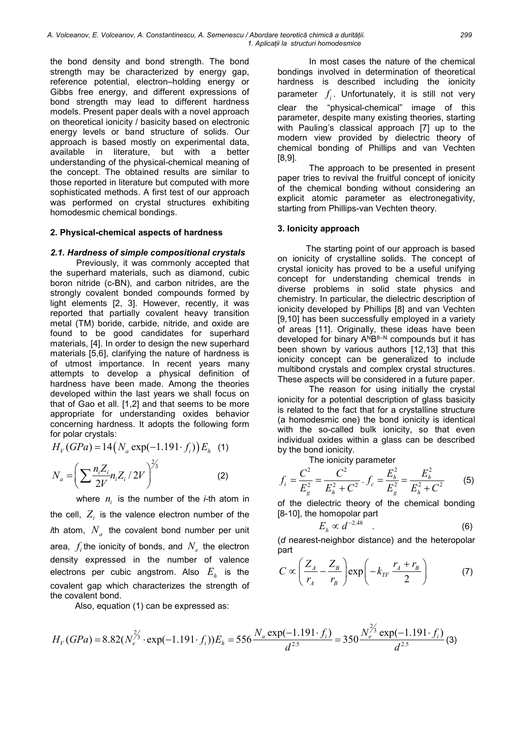the bond density and bond strength. The bond strength may be characterized by energy gap, reference potential, electron–holding energy or Gibbs free energy, and different expressions of bond strength may lead to different hardness models. Present paper deals with a novel approach on theoretical ionicity / basicity based on electronic energy levels or band structure of solids. Our approach is based mostly on experimental data, available in literature, but with a better understanding of the physical-chemical meaning of the concept. The obtained results are similar to those reported in literature but computed with more sophisticated methods. A first test of our approach was performed on crystal structures exhibiting homodesmic chemical bondings.

## 2. Physical-chemical aspects of hardness

### *2.1. Hardness of simple compositional crystals*

Previously, it was commonly accepted that the superhard materials, such as diamond, cubic boron nitride (c-BN), and carbon nitrides, are the strongly covalent bonded compounds formed by light elements [2, 3]. However, recently, it was reported that partially covalent heavy transition metal (TM) boride, carbide, nitride, and oxide are found to be good candidates for superhard materials, [4]. In order to design the new superhard materials [5,6], clarifying the nature of hardness is of utmost importance. In recent years many attempts to develop a physical definition of hardness have been made. Among the theories developed within the last years we shall focus on that of Gao et all. [1,2] and that seems to be more appropriate for understanding oxides behavior concerning hardness. It adopts the following form for polar crystals:

$$H_V(GPa) = 14\left(N_a \exp(-1.191 \cdot f_i)\right)E_h \quad (1)$$

$$N_a = \left(\sum \frac{n_i Z_i}{2V} n_i Z_i / 2V\right)^{2/3} \quad (2)$$

where $n_i$ is the number of the *i*-th atom in the cell, $Z_i$ is the valence electron number of the *i*th atom, $N_a$ the covalent bond number per unit area, $f_i$ the ionicity of bonds, and $N_e$ the electron density expressed in the number of valence electrons per cubic angstrom. Also $E_h$ is the covalent gap which characterizes the strength of the covalent bond.

Also, equation (1) can be expressed as:

$$H_V(GPa) = 8.82(N_e^{2/3} \cdot \exp(-1.191 \cdot f_i))E_h = 556\frac{N_a \exp(-1.191 \cdot f_i)}{d^{2.5}} = 350\frac{N_e^{2/3} \exp(-1.191 \cdot f_i)}{d^{2.5}} \quad (3)$$

In most cases the nature of the chemical bondings involved in determination of theoretical hardness is described including the ionicity parameter $f_i$. Unfortunately, it is still not very clear the "physical-chemical" image of this parameter, despite many existing theories, starting with Pauling's classical approach [7] up to the modern view provided by dielectric theory of chemical bonding of Phillips and van Vechten [8,9].

The approach to be presented in present paper tries to revival the fruitful concept of ionicity of the chemical bonding without considering an explicit atomic parameter as electronegativity, starting from Phillips-van Vechten theory.

## 3. Ionicity approach

The starting point of our approach is based on ionicity of crystalline solids. The concept of crystal ionicity has proved to be a useful unifying concept for understanding chemical trends in diverse problems in solid state physics and chemistry. In particular, the dielectric description of ionicity developed by Phillips [8] and van Vechten [9,10] has been successfully employed in a variety of areas [11]. Originally, these ideas have been developed for binary $A^N B^{8-N}$ compounds but it has been shown by various authors [12,13] that this ionicity concept can be generalized to include multibond crystals and complex crystal structures. These aspects will be considered in a future paper.

The reason for using initially the crystal ionicity for a potential description of glass basicity is related to the fact that for a crystalline structure (a homodesmic one) the bond ionicity is identical with the so-called bulk ionicity, so that even individual oxides within a glass can be described by the bond ionicity.

The ionicity parameter

$$f_i = \frac{C^2}{E_g^2} = \frac{C^2}{E_h^2 + C^2} \cdot f_c = \frac{E_h^2}{E_g^2} = \frac{E_h^2}{E_h^2 + C^2} \quad (5)$$

of the dielectric theory of the chemical bonding [8-10], the homopolar part

$$E_h \propto d^{-2.48} \quad . \quad (6)$$

(*d* nearest-neighbor distance) and the heteropolar part

$$C \propto \left(\frac{Z_A}{r_A} - \frac{Z_B}{r_B}\right)\exp\left(-k_{TF}\frac{r_A + r_B}{2}\right) \quad (7)$$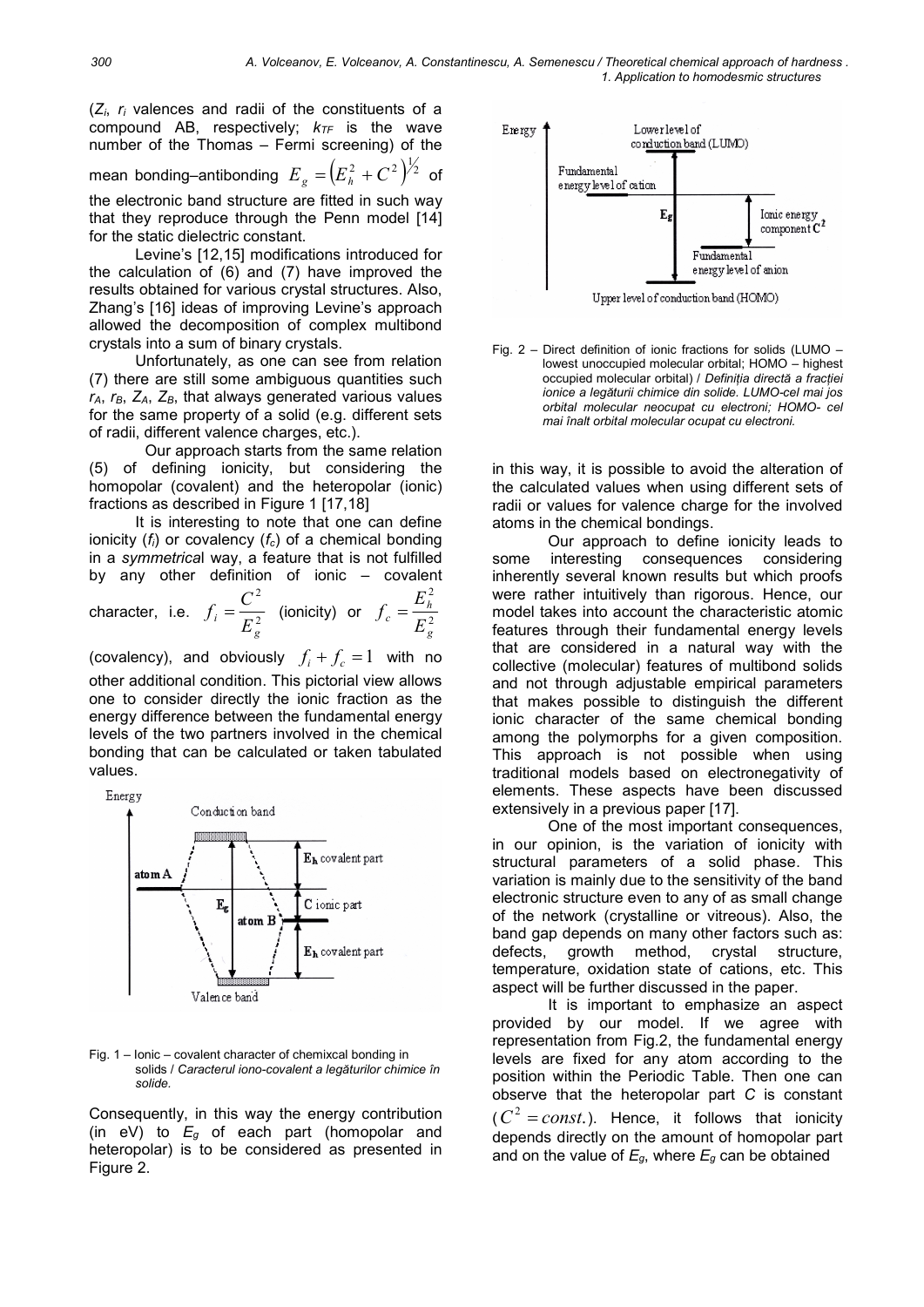($Z_i$, $r_i$ valences and radii of the constituents of a compound AB, respectively; $k_{TF}$ is the wave number of the Thomas – Fermi screening) of the mean bonding–antibonding $E_g = \left(E_h^2 + C^2\right)^{1/2}$ of the electronic band structure are fitted in such way that they reproduce through the Penn model [14] for the static dielectric constant.

Levine's [12,15] modifications introduced for the calculation of (6) and (7) have improved the results obtained for various crystal structures. Also, Zhang's [16] ideas of improving Levine's approach allowed the decomposition of complex multibond crystals into a sum of binary crystals.

Unfortunately, as one can see from relation (7) there are still some ambiguous quantities such $r_A$, $r_B$, $Z_A$, $Z_B$, that always generated various values for the same property of a solid (e.g. different sets of radii, different valence charges, etc.).

Our approach starts from the same relation (5) of defining ionicity, but considering the homopolar (covalent) and the heteropolar (ionic) fractions as described in Figure 1 [17,18]

It is interesting to note that one can define ionicity ($f_i$) or covalency ($f_c$) of a chemical bonding in a *symmetrica*l way, a feature that is not fulfilled by any other definition of ionic – covalent character, i.e. $f_i = \frac{C^2}{E_g^2}$ (ionicity) or $f_c = \frac{E_h^2}{E_g^2}$ (covalency), and obviously $f_i + f_c = 1$ with no other additional condition. This pictorial view allows one to consider directly the ionic fraction as the energy difference between the fundamental energy levels of the two partners involved in the chemical bonding that can be calculated or taken tabulated values.

Fig. 1 – Ionic – covalent character of chemixcal bonding in solids / *Caracterul iono-covalent a legăturilor chimice în solide.*

Consequently, in this way the energy contribution (in eV) to $E_g$ of each part (homopolar and heteropolar) is to be considered as presented in Figure 2.

Fig. 2 – Direct definition of ionic fractions for solids (LUMO – lowest unoccupied molecular orbital; HOMO – highest occupied molecular orbital) / *Definiția directă a fracției ionice a legăturii chimice din solide. LUMO-cel mai jos orbital molecular neocupat cu electroni; HOMO- cel mai înalt orbital molecular ocupat cu electroni.*

in this way, it is possible to avoid the alteration of the calculated values when using different sets of radii or values for valence charge for the involved atoms in the chemical bondings.

Our approach to define ionicity leads to some interesting consequences considering inherently several known results but which proofs were rather intuitively than rigorous. Hence, our model takes into account the characteristic atomic features through their fundamental energy levels that are considered in a natural way with the collective (molecular) features of multibond solids and not through adjustable empirical parameters that makes possible to distinguish the different ionic character of the same chemical bonding among the polymorphs for a given composition. This approach is not possible when using traditional models based on electronegativity of elements. These aspects have been discussed extensively in a previous paper [17].

One of the most important consequences, in our opinion, is the variation of ionicity with structural parameters of a solid phase. This variation is mainly due to the sensitivity of the band electronic structure even to any of as small change of the network (crystalline or vitreous). Also, the band gap depends on many other factors such as: defects, growth method, crystal structure, temperature, oxidation state of cations, etc. This aspect will be further discussed in the paper.

It is important to emphasize an aspect provided by our model. If we agree with representation from Fig.2, the fundamental energy levels are fixed for any atom according to the position within the Periodic Table. Then one can observe that the heteropolar part $C$ is constant ($C^2 = const.$). Hence, it follows that ionicity depends directly on the amount of homopolar part and on the value of $E_g$, where $E_g$ can be obtained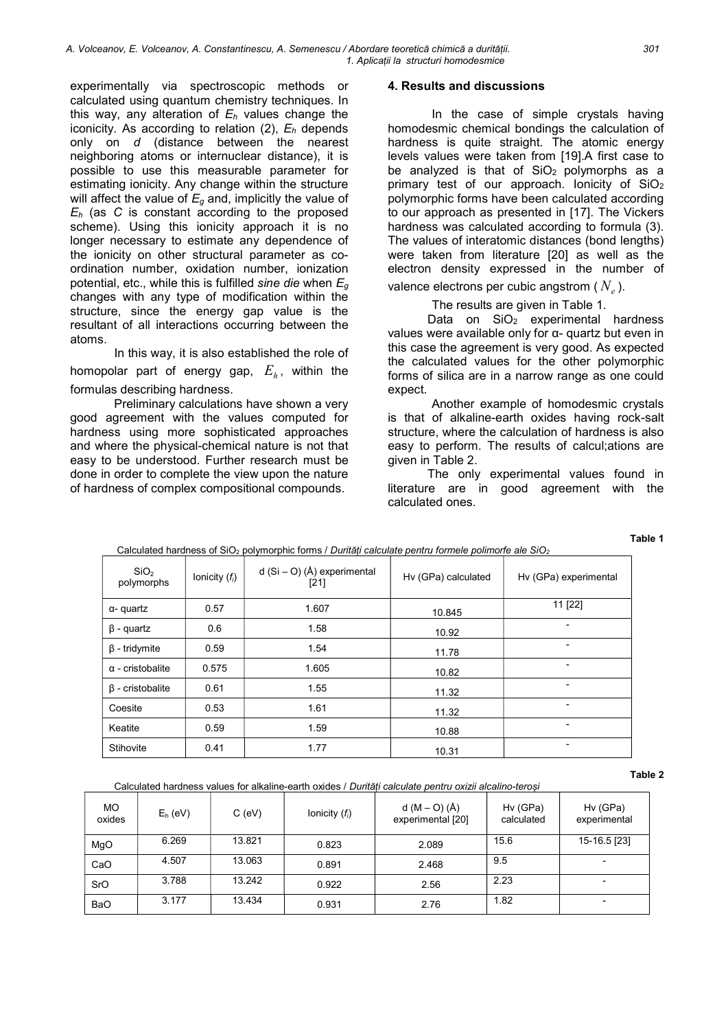experimentally via spectroscopic methods or calculated using quantum chemistry techniques. In this way, any alteration of $E_h$ values change the iconicity. As according to relation (2), $E_h$ depends only on *d* (distance between the nearest neighboring atoms or internuclear distance), it is possible to use this measurable parameter for estimating ionicity. Any change within the structure will affect the value of $E_g$ and, implicitly the value of $E_h$ (as *C* is constant according to the proposed scheme). Using this ionicity approach it is no longer necessary to estimate any dependence of the ionicity on other structural parameter as co-ordination number, oxidation number, ionization potential, etc., while this is fulfilled *sine die* when $E_g$ changes with any type of modification within the structure, since the energy gap value is the resultant of all interactions occurring between the atoms.

In this way, it is also established the role of homopolar part of energy gap, $E_h$, within the formulas describing hardness.

Preliminary calculations have shown a very good agreement with the values computed for hardness using more sophisticated approaches and where the physical-chemical nature is not that easy to be understood. Further research must be done in order to complete the view upon the nature of hardness of complex compositional compounds.

## 4. Results and discussions

In the case of simple crystals having homodesmic chemical bondings the calculation of hardness is quite straight. The atomic energy levels values were taken from [19].A first case to be analyzed is that of $SiO_2$ polymorphs as a primary test of our approach. Ionicity of $SiO_2$ polymorphic forms have been calculated according to our approach as presented in [17]. The Vickers hardness was calculated according to formula (3). The values of interatomic distances (bond lengths) were taken from literature [20] as well as the electron density expressed in the number of valence electrons per cubic angstrom ($N_e$).

The results are given in Table 1.

Data on $SiO_2$ experimental hardness values were available only for α- quartz but even in this case the agreement is very good. As expected the calculated values for the other polymorphic forms of silica are in a narrow range as one could expect.

Another example of homodesmic crystals is that of alkaline-earth oxides having rock-salt structure, where the calculation of hardness is also easy to perform. The results of calcul;ations are given in Table 2.

The only experimental values found in literature are in good agreement with the calculated ones.

**Table 1**

Calculated hardness of $SiO_2$ polymorphic forms / *Durități calculate pentru formele polimorfe ale $SiO_2$*

| $SiO_2$ polymorphs | Ionicity ($f_i$) | d (Si – O) (Å) experimental [21] | Hv (GPa) calculated | Hv (GPa) experimental |
|---|---|---|---|---|
| α- quartz | 0.57 | 1.607 | 10.845 | 11 [22] |
| β - quartz | 0.6 | 1.58 | 10.92 | - |
| β - tridymite | 0.59 | 1.54 | 11.78 | - |
| α - cristobalite | 0.575 | 1.605 | 10.82 | - |
| β - cristobalite | 0.61 | 1.55 | 11.32 | - |
| Coesite | 0.53 | 1.61 | 11.32 | - |
| Keatite | 0.59 | 1.59 | 10.88 | - |
| Stihovite | 0.41 | 1.77 | 10.31 | - |

**Table 2**

Calculated hardness values for alkaline-earth oxides / *Durități calculate pentru oxizii alcalino-teroși*

| MO oxides | $E_h$ (eV) | C (eV) | Ionicity ($f_i$) | d (M – O) (Å) experimental [20] | Hv (GPa) calculated | Hv (GPa) experimental |
|---|---|---|---|---|---|---|
| MgO | 6.269 | 13.821 | 0.823 | 2.089 | 15.6 | 15-16.5 [23] |
| CaO | 4.507 | 13.063 | 0.891 | 2.468 | 9.5 | - |
| SrO | 3.788 | 13.242 | 0.922 | 2.56 | 2.23 | - |
| BaO | 3.177 | 13.434 | 0.931 | 2.76 | 1.82 | - |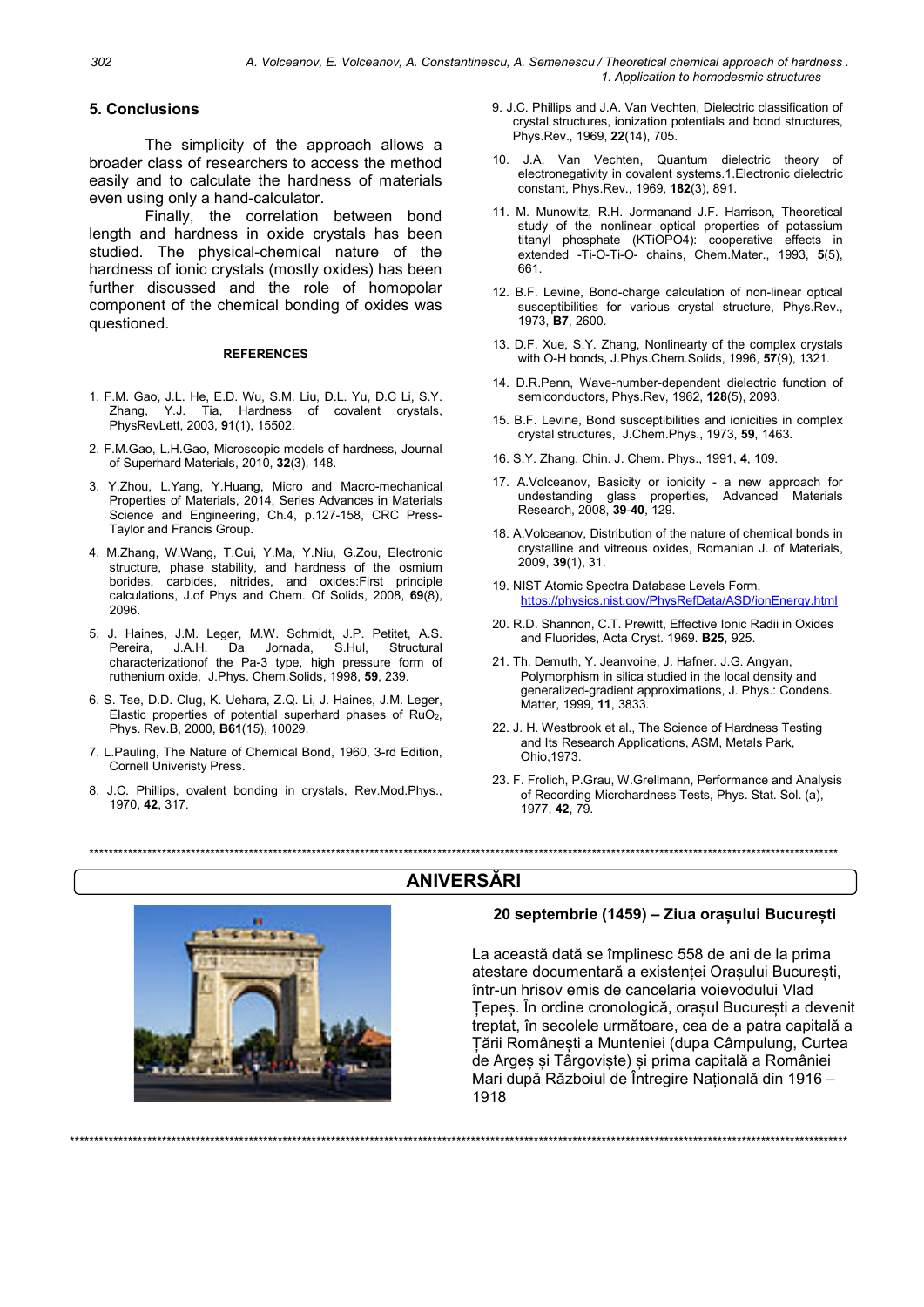## 5. Conclusions

The simplicity of the approach allows a broader class of researchers to access the method easily and to calculate the hardness of materials even using only a hand-calculator.

Finally, the correlation between bond length and hardness in oxide crystals has been studied. The physical-chemical nature of the hardness of ionic crystals (mostly oxides) has been further discussed and the role of homopolar component of the chemical bonding of oxides was questioned.

### REFERENCES

1. F.M. Gao, J.L. He, E.D. Wu, S.M. Liu, D.L. Yu, D.C Li, S.Y. Zhang, Y.J. Tia, Hardness of covalent crystals, PhysRevLett, 2003, **91**(1), 15502.
2. F.M.Gao, L.H.Gao, Microscopic models of hardness, Journal of Superhard Materials, 2010, **32**(3), 148.
3. Y.Zhou, L.Yang, Y.Huang, Micro and Macro-mechanical Properties of Materials, 2014, Series Advances in Materials Science and Engineering, Ch.4, p.127-158, CRC Press-Taylor and Francis Group.
4. M.Zhang, W.Wang, T.Cui, Y.Ma, Y.Niu, G.Zou, Electronic structure, phase stability, and hardness of the osmium borides, carbides, nitrides, and oxides:First principle calculations, J.of Phys and Chem. Of Solids, 2008, **69**(8), 2096.
5. J. Haines, J.M. Leger, M.W. Schmidt, J.P. Petitet, A.S. Pereira, J.A.H. Da Jornada, S.Hul, Structural characterizationof the Pa-3 type, high pressure form of ruthenium oxide, J.Phys. Chem.Solids, 1998, **59**, 239.
6. S. Tse, D.D. Clug, K. Uehara, Z.Q. Li, J. Haines, J.M. Leger, Elastic properties of potential superhard phases of $RuO_2$, Phys. Rev.B, 2000, **B61**(15), 10029.
7. L.Pauling, The Nature of Chemical Bond, 1960, 3-rd Edition, Cornell Univeristy Press.
8. J.C. Phillips, ovalent bonding in crystals, Rev.Mod.Phys., 1970, **42**, 317.
9. J.C. Phillips and J.A. Van Vechten, Dielectric classification of crystal structures, ionization potentials and bond structures, Phys.Rev., 1969, **22**(14), 705.
10. J.A. Van Vechten, Quantum dielectric theory of electronegativity in covalent systems.1.Electronic dielectric constant, Phys.Rev., 1969, **182**(3), 891.
11. M. Munowitz, R.H. Jormanand J.F. Harrison, Theoretical study of the nonlinear optical properties of potassium titanyl phosphate (KTiOPO4): cooperative effects in extended -Ti-O-Ti-O- chains, Chem.Mater., 1993, **5**(5), 661.
12. B.F. Levine, Bond-charge calculation of non-linear optical susceptibilities for various crystal structure, Phys.Rev., 1973, **B7**, 2600.
13. D.F. Xue, S.Y. Zhang, Nonlinearty of the complex crystals with O-H bonds, J.Phys.Chem.Solids, 1996, **57**(9), 1321.
14. D.R.Penn, Wave-number-dependent dielectric function of semiconductors, Phys.Rev, 1962, **128**(5), 2093.
15. B.F. Levine, Bond susceptibilities and ionicities in complex crystal structures, J.Chem.Phys., 1973, **59**, 1463.
16. S.Y. Zhang, Chin. J. Chem. Phys., 1991, **4**, 109.
17. A.Volceanov, Basicity or ionicity - a new approach for undestanding glass properties, Advanced Materials Research, 2008, **39**-**40**, 129.
18. A.Volceanov, Distribution of the nature of chemical bonds in crystalline and vitreous oxides, Romanian J. of Materials, 2009, **39**(1), 31.
19. NIST Atomic Spectra Database Levels Form, https://physics.nist.gov/PhysRefData/ASD/ionEnergy.html
20. R.D. Shannon, C.T. Prewitt, Effective Ionic Radii in Oxides and Fluorides, Acta Cryst. 1969. **B25**, 925.
21. Th. Demuth, Y. Jeanvoine, J. Hafner. J.G. Angyan, Polymorphism in silica studied in the local density and generalized-gradient approximations, J. Phys.: Condens. Matter, 1999, **11**, 3833.
22. J. H. Westbrook et al., The Science of Hardness Testing and Its Research Applications, ASM, Metals Park, Ohio,1973.
23. F. Frolich, P.Grau, W.Grellmann, Performance and Analysis of Recording Microhardness Tests, Phys. Stat. Sol. (a), 1977, **42**, 79.

## ANIVERSĂRI

### 20 septembrie (1459) – Ziua orașului București

La această dată se împlinesc 558 de ani de la prima atestare documentară a existenței Orașului București, într-un hrisov emis de cancelaria voievodului Vlad Țepeș. În ordine cronologică, orașul București a devenit treptat, în secolele următoare, cea de a patra capitală a Țării Românești a Munteniei (dupa Câmpulung, Curtea de Argeș și Târgoviște) și prima capitală a României Mari după Războiul de Întregire Națională din 1916 – 1918